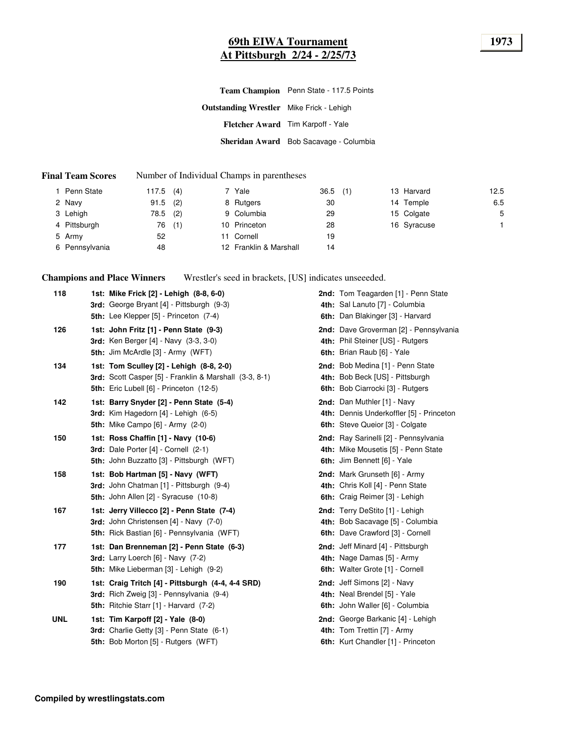# 69th EIWA Tournament
## At Pittsburgh 2/24 - 2/25/73

**1973**

| | |
|---|---|
| **Team Champion** | Penn State - 117.5 Points |
| **Outstanding Wrestler** | Mike Frick - Lehigh |
| **Fletcher Award** | Tim Karpoff - Yale |
| **Sheridan Award** | Bob Sacavage - Columbia |

**Final Team Scores** Number of Individual Champs in parentheses

| Place | Team | Points | Champs | Place | Team | Points | Champs | Place | Team | Points |
|---|---|---|---|---|---|---|---|---|---|---|
| 1 | Penn State | 117.5 | (4) | 7 | Yale | 36.5 | (1) | 13 | Harvard | 12.5 |
| 2 | Navy | 91.5 | (2) | 8 | Rutgers | 30 | | 14 | Temple | 6.5 |
| 3 | Lehigh | 78.5 | (2) | 9 | Columbia | 29 | | 15 | Colgate | 5 |
| 4 | Pittsburgh | 76 | (1) | 10 | Princeton | 28 | | 16 | Syracuse | 1 |
| 5 | Army | 52 | | 11 | Cornell | 19 | | | | |
| 6 | Pennsylvania | 48 | | 12 | Franklin & Marshall | 14 | | | | |

**Champions and Place Winners** Wrestler's seed in brackets, [US] indicates unseeeded.

**118**
- **1st: Mike Frick [2] - Lehigh (8-8, 6-0)**
- **2nd:** Tom Teagarden [1] - Penn State
- **3rd:** George Bryant [4] - Pittsburgh (9-3)
- **4th:** Sal Lanuto [7] - Columbia
- **5th:** Lee Klepper [5] - Princeton (7-4)
- **6th:** Dan Blakinger [3] - Harvard

**126**
- **1st: John Fritz [1] - Penn State (9-3)**
- **2nd:** Dave Groverman [2] - Pennsylvania
- **3rd:** Ken Berger [4] - Navy (3-3, 3-0)
- **4th:** Phil Steiner [US] - Rutgers
- **5th:** Jim McArdle [3] - Army (WFT)
- **6th:** Brian Raub [6] - Yale

**134**
- **1st: Tom Sculley [2] - Lehigh (8-8, 2-0)**
- **2nd:** Bob Medina [1] - Penn State
- **3rd:** Scott Casper [5] - Franklin & Marshall (3-3, 8-1)
- **4th:** Bob Beck [US] - Pittsburgh
- **5th:** Eric Lubell [6] - Princeton (12-5)
- **6th:** Bob Ciarrocki [3] - Rutgers

**142**
- **1st: Barry Snyder [2] - Penn State (5-4)**
- **2nd:** Dan Muthler [1] - Navy
- **3rd:** Kim Hagedorn [4] - Lehigh (6-5)
- **4th:** Dennis Underkoffler [5] - Princeton
- **5th:** Mike Campo [6] - Army (2-0)
- **6th:** Steve Queior [3] - Colgate

**150**
- **1st: Ross Chaffin [1] - Navy (10-6)**
- **2nd:** Ray Sarinelli [2] - Pennsylvania
- **3rd:** Dale Porter [4] - Cornell (2-1)
- **4th:** Mike Mousetis [5] - Penn State
- **5th:** John Buzzatto [3] - Pittsburgh (WFT)
- **6th:** Jim Bennett [6] - Yale

**158**
- **1st: Bob Hartman [5] - Navy (WFT)**
- **2nd:** Mark Grunseth [6] - Army
- **3rd:** John Chatman [1] - Pittsburgh (9-4)
- **4th:** Chris Koll [4] - Penn State
- **5th:** John Allen [2] - Syracuse (10-8)
- **6th:** Craig Reimer [3] - Lehigh

**167**
- **1st: Jerry Villecco [2] - Penn State (7-4)**
- **2nd:** Terry DeStito [1] - Lehigh
- **3rd:** John Christensen [4] - Navy (7-0)
- **4th:** Bob Sacavage [5] - Columbia
- **5th:** Rick Bastian [6] - Pennsylvania (WFT)
- **6th:** Dave Crawford [3] - Cornell

**177**
- **1st: Dan Brenneman [2] - Penn State (6-3)**
- **2nd:** Jeff Minard [4] - Pittsburgh
- **3rd:** Larry Loerch [6] - Navy (7-2)
- **4th:** Nage Damas [5] - Army
- **5th:** Mike Lieberman [3] - Lehigh (9-2)
- **6th:** Walter Grote [1] - Cornell

**190**
- **1st: Craig Tritch [4] - Pittsburgh (4-4, 4-4 SRD)**
- **2nd:** Jeff Simons [2] - Navy
- **3rd:** Rich Zweig [3] - Pennsylvania (9-4)
- **4th:** Neal Brendel [5] - Yale
- **5th:** Ritchie Starr [1] - Harvard (7-2)
- **6th:** John Waller [6] - Columbia

**UNL**
- **1st: Tim Karpoff [2] - Yale (8-0)**
- **2nd:** George Barkanic [4] - Lehigh
- **3rd:** Charlie Getty [3] - Penn State (6-1)
- **4th:** Tom Trettin [7] - Army
- **5th:** Bob Morton [5] - Rutgers (WFT)
- **6th:** Kurt Chandler [1] - Princeton

**Compiled by wrestlingstats.com**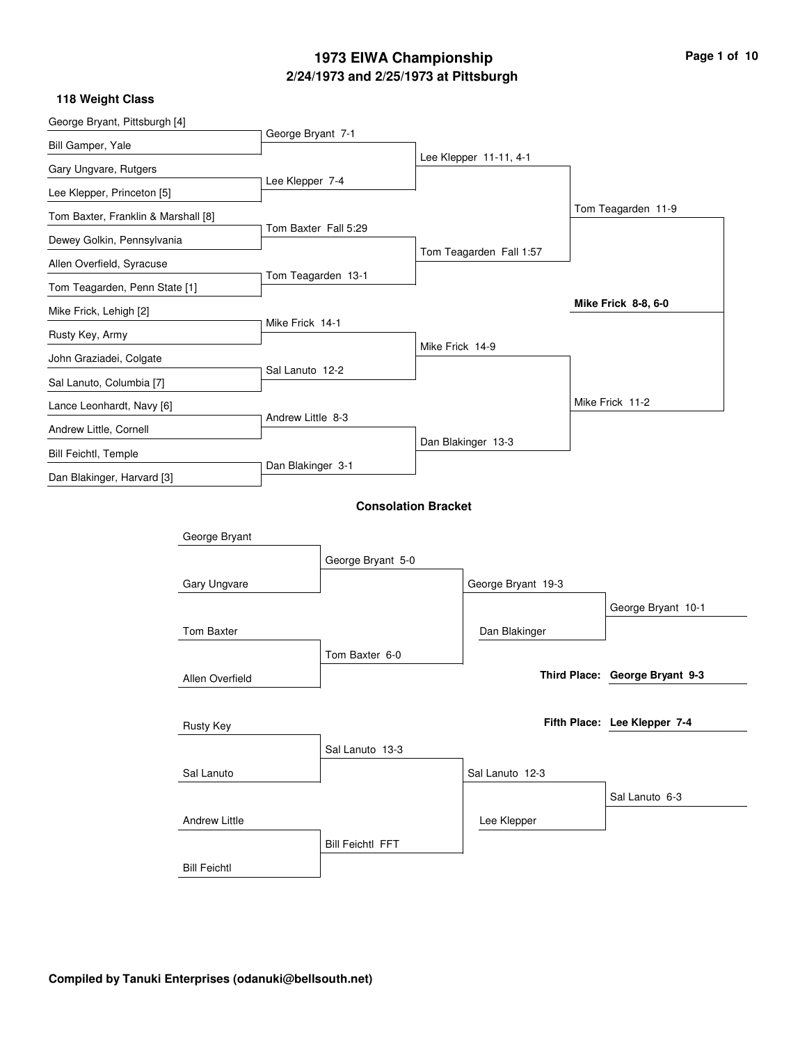# 1973 EIWA Championship

## 2/24/1973 and 2/25/1973 at Pittsburgh

### 118 Weight Class

| First Round | Quarterfinals | Semifinals | Finals |
| --- | --- | --- | --- |
| George Bryant, Pittsburgh [4] | George Bryant 7-1 | Lee Klepper 11-11, 4-1 | Tom Teagarden 11-9 |
| Bill Gamper, Yale | | | |
| Gary Ungvare, Rutgers | Lee Klepper 7-4 | | |
| Lee Klepper, Princeton [5] | | | |
| Tom Baxter, Franklin & Marshall [8] | Tom Baxter Fall 5:29 | Tom Teagarden Fall 1:57 | |
| Dewey Golkin, Pennsylvania | | | |
| Allen Overfield, Syracuse | Tom Teagarden 13-1 | | |
| Tom Teagarden, Penn State [1] | | | |
| Mike Frick, Lehigh [2] | Mike Frick 14-1 | Mike Frick 14-9 | Mike Frick 11-2 |
| Rusty Key, Army | | | |
| John Graziadei, Colgate | Sal Lanuto 12-2 | | |
| Sal Lanuto, Columbia [7] | | | |
| Lance Leonhardt, Navy [6] | Andrew Little 8-3 | Dan Blakinger 13-3 | |
| Andrew Little, Cornell | | | |
| Bill Feichtl, Temple | Dan Blakinger 3-1 | | |
| Dan Blakinger, Harvard [3] | | | |

**Champion: Mike Frick 8-8, 6-0**

### Consolation Bracket

| Round 1 | Round 2 | Round 3 | Consolation Final |
| --- | --- | --- | --- |
| George Bryant | George Bryant 5-0 | George Bryant 19-3 | George Bryant 10-1 |
| Gary Ungvare | | | |
| Tom Baxter | Tom Baxter 6-0 | | |
| Allen Overfield | | | |
| | | Dan Blakinger | |
| Rusty Key | Sal Lanuto 13-3 | Sal Lanuto 12-3 | Sal Lanuto 6-3 |
| Sal Lanuto | | | |
| Andrew Little | Bill Feichtl FFT | | |
| Bill Feichtl | | | |
| | | Lee Klepper | |

**Third Place: George Bryant 9-3**

**Fifth Place: Lee Klepper 7-4**

**Compiled by Tanuki Enterprises (odanuki@bellsouth.net)**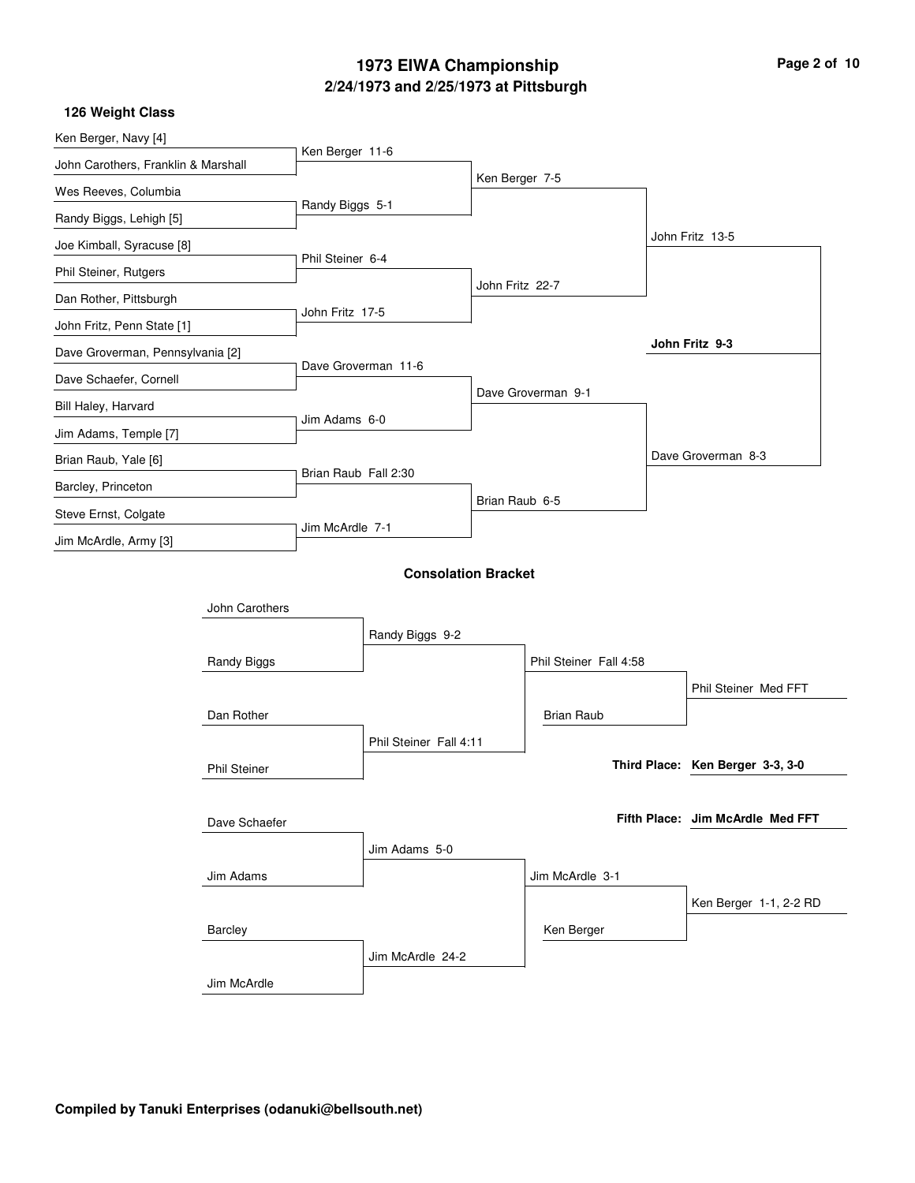# 1973 EIWA Championship

## 2/24/1973 and 2/25/1973 at Pittsburgh

### 126 Weight Class

**Championship Bracket**

| First Round | Quarterfinals | Semifinals | Finals |
| --- | --- | --- | --- |
| Ken Berger, Navy [4] vs. John Carothers, Franklin & Marshall | Ken Berger 11-6 | | |
| Wes Reeves, Columbia vs. Randy Biggs, Lehigh [5] | Randy Biggs 5-1 | | |
| | Ken Berger vs. Randy Biggs | Ken Berger 7-5 | |
| Joe Kimball, Syracuse [8] vs. Phil Steiner, Rutgers | Phil Steiner 6-4 | | |
| Dan Rother, Pittsburgh vs. John Fritz, Penn State [1] | John Fritz 17-5 | | |
| | Phil Steiner vs. John Fritz | John Fritz 22-7 | |
| | | Ken Berger vs. John Fritz | John Fritz 13-5 |
| Dave Groverman, Pennsylvania [2] vs. Dave Schaefer, Cornell | Dave Groverman 11-6 | | |
| Bill Haley, Harvard vs. Jim Adams, Temple [7] | Jim Adams 6-0 | | |
| | Dave Groverman vs. Jim Adams | Dave Groverman 9-1 | |
| Brian Raub, Yale [6] vs. Barcley, Princeton | Brian Raub Fall 2:30 | | |
| Steve Ernst, Colgate vs. Jim McArdle, Army [3] | Jim McArdle 7-1 | | |
| | Brian Raub vs. Jim McArdle | Brian Raub 6-5 | |
| | | Dave Groverman vs. Brian Raub | Dave Groverman 8-3 |

**Final:** John Fritz vs. Dave Groverman — **John Fritz 9-3**

### Consolation Bracket

| Match | Result |
| --- | --- |
| John Carothers vs. Randy Biggs | Randy Biggs 9-2 |
| Dan Rother vs. Phil Steiner | Phil Steiner Fall 4:11 |
| Randy Biggs vs. Phil Steiner | Phil Steiner Fall 4:58 |
| Phil Steiner vs. Brian Raub | Phil Steiner Med FFT |
| Dave Schaefer vs. Jim Adams | Jim Adams 5-0 |
| Barcley vs. Jim McArdle | Jim McArdle 24-2 |
| Jim Adams vs. Jim McArdle | Jim McArdle 3-1 |
| Jim McArdle vs. Ken Berger | Ken Berger 1-1, 2-2 RD |

**Third Place: Ken Berger 3-3, 3-0**

**Fifth Place: Jim McArdle Med FFT**

**Compiled by Tanuki Enterprises (odanuki@bellsouth.net)**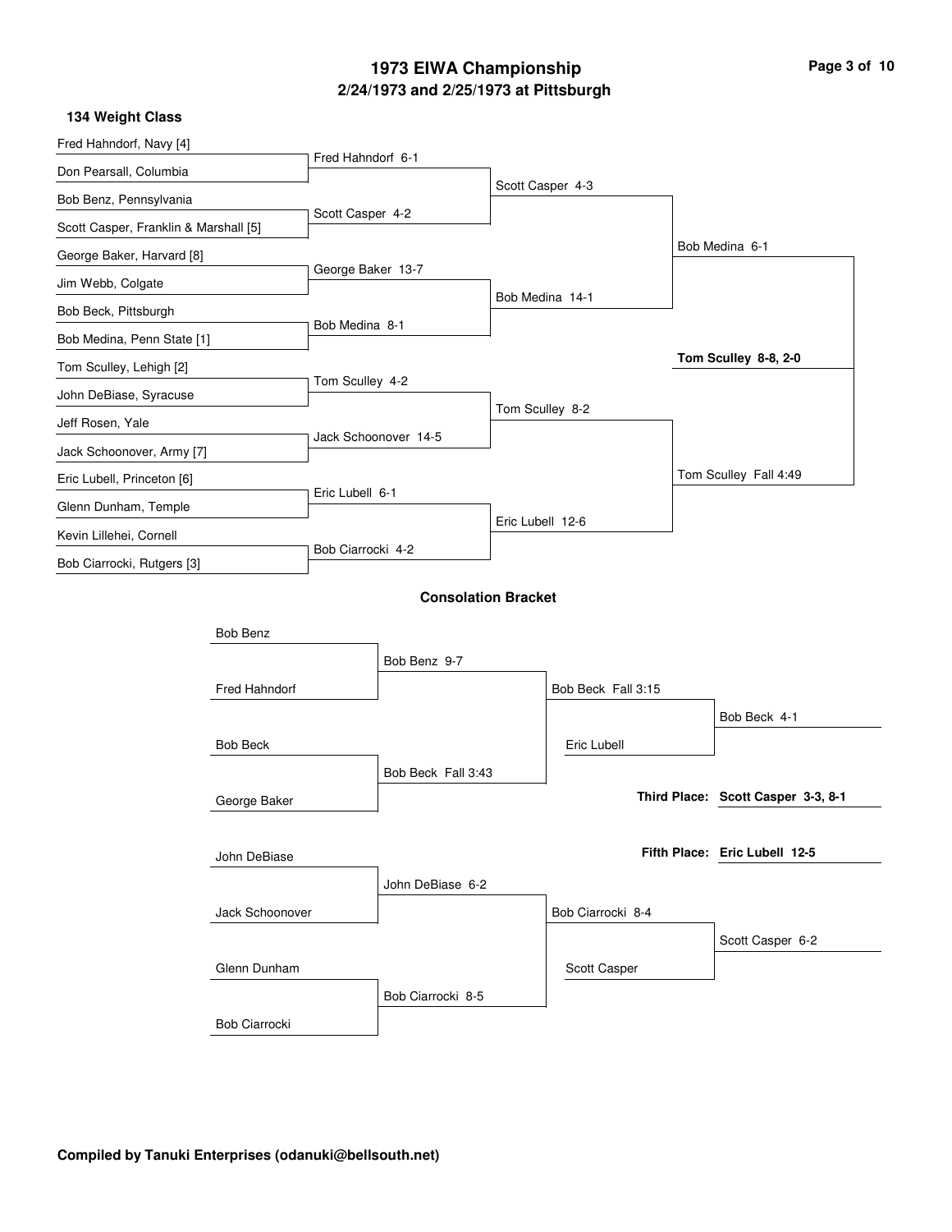# 1973 EIWA Championship

## 2/24/1973 and 2/25/1973 at Pittsburgh

### 134 Weight Class

**First Round**

- Fred Hahndorf, Navy [4] vs. Don Pearsall, Columbia — Fred Hahndorf 6-1
- Bob Benz, Pennsylvania vs. Scott Casper, Franklin & Marshall [5] — Scott Casper 4-2
- George Baker, Harvard [8] vs. Jim Webb, Colgate — George Baker 13-7
- Bob Beck, Pittsburgh vs. Bob Medina, Penn State [1] — Bob Medina 8-1
- Tom Sculley, Lehigh [2] vs. John DeBiase, Syracuse — Tom Sculley 4-2
- Jeff Rosen, Yale vs. Jack Schoonover, Army [7] — Jack Schoonover 14-5
- Eric Lubell, Princeton [6] vs. Glenn Dunham, Temple — Eric Lubell 6-1
- Kevin Lillehei, Cornell vs. Bob Ciarrocki, Rutgers [3] — Bob Ciarrocki 4-2

**Quarterfinals**

- Scott Casper 4-3
- Bob Medina 14-1
- Tom Sculley 8-2
- Eric Lubell 12-6

**Semifinals**

- Bob Medina 6-1
- Tom Sculley Fall 4:49

**Final**

- **Tom Sculley 8-8, 2-0**

### Consolation Bracket

- Bob Benz vs. Fred Hahndorf — Bob Benz 9-7
- Bob Beck vs. George Baker — Bob Beck Fall 3:43
- Bob Beck Fall 3:15
- Bob Beck vs. Eric Lubell — Bob Beck 4-1
- John DeBiase vs. Jack Schoonover — John DeBiase 6-2
- Glenn Dunham vs. Bob Ciarrocki — Bob Ciarrocki 8-5
- Bob Ciarrocki 8-4
- Bob Ciarrocki vs. Scott Casper — Scott Casper 6-2

**Third Place: Scott Casper 3-3, 8-1**

**Fifth Place: Eric Lubell 12-5**

**Compiled by Tanuki Enterprises (odanuki@bellsouth.net)**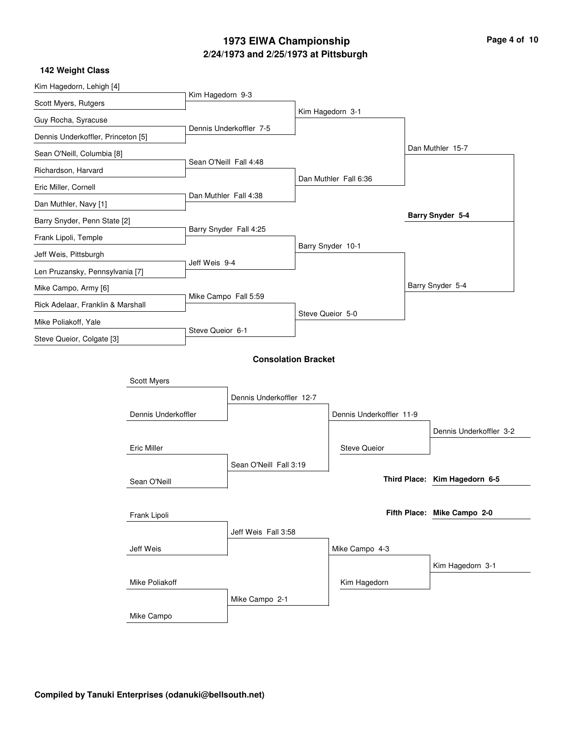# 1973 EIWA Championship
## 2/24/1973 and 2/25/1973 at Pittsburgh

### 142 Weight Class

**Championship Bracket**

| First Round | Quarterfinals | Semifinals | Finals | Champion |
|---|---|---|---|---|
| Kim Hagedorn, Lehigh [4] | Kim Hagedorn 9-3 | Kim Hagedorn 3-1 | Dan Muthler 15-7 | **Barry Snyder 5-4** |
| Scott Myers, Rutgers | | | | |
| Guy Rocha, Syracuse | Dennis Underkoffler 7-5 | | | |
| Dennis Underkoffler, Princeton [5] | | | | |
| Sean O'Neill, Columbia [8] | Sean O'Neill Fall 4:48 | Dan Muthler Fall 6:36 | | |
| Richardson, Harvard | | | | |
| Eric Miller, Cornell | Dan Muthler Fall 4:38 | | | |
| Dan Muthler, Navy [1] | | | | |
| Barry Snyder, Penn State [2] | Barry Snyder Fall 4:25 | Barry Snyder 10-1 | Barry Snyder 5-4 | |
| Frank Lipoli, Temple | | | | |
| Jeff Weis, Pittsburgh | Jeff Weis 9-4 | | | |
| Len Pruzansky, Pennsylvania [7] | | | | |
| Mike Campo, Army [6] | Mike Campo Fall 5:59 | Steve Queior 5-0 | | |
| Rick Adelaar, Franklin & Marshall | | | | |
| Mike Poliakoff, Yale | Steve Queior 6-1 | | | |
| Steve Queior, Colgate [3] | | | | |

### Consolation Bracket

| First Round | Second Round | Semifinals | Finals |
|---|---|---|---|
| Scott Myers | Dennis Underkoffler 12-7 | Dennis Underkoffler 11-9 | Dennis Underkoffler 3-2 |
| Dennis Underkoffler | | | |
| | | Steve Queior | |
| Eric Miller | Sean O'Neill Fall 3:19 | | |
| Sean O'Neill | | | |
| Frank Lipoli | Jeff Weis Fall 3:58 | Mike Campo 4-3 | Kim Hagedorn 3-1 |
| Jeff Weis | | | |
| | | Kim Hagedorn | |
| Mike Poliakoff | Mike Campo 2-1 | | |
| Mike Campo | | | |

**Third Place:** **Kim Hagedorn 6-5**

**Fifth Place:** **Mike Campo 2-0**

**Compiled by Tanuki Enterprises (odanuki@bellsouth.net)**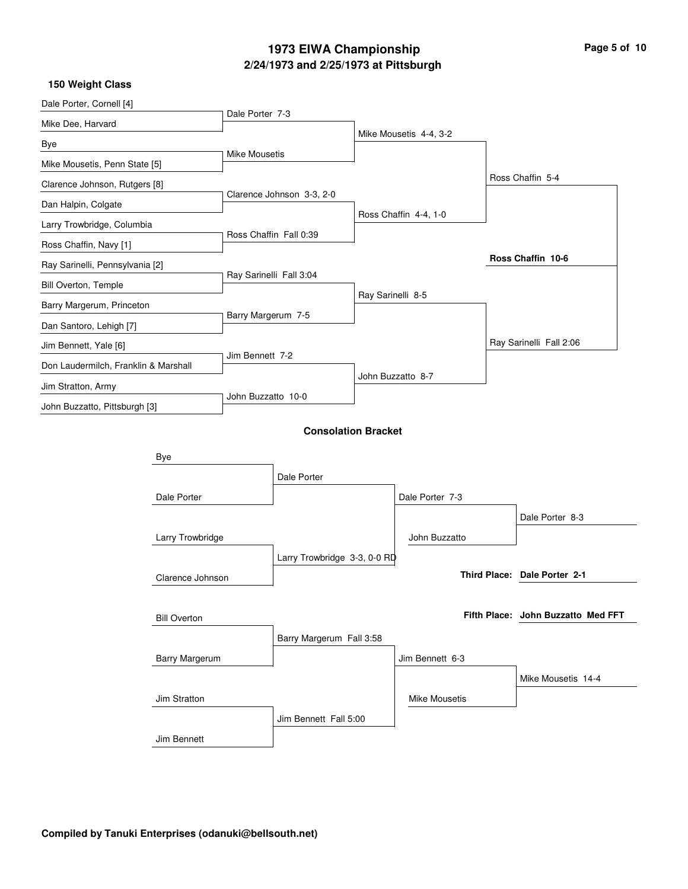# 1973 EIWA Championship
## 2/24/1973 and 2/25/1973 at Pittsburgh

### 150 Weight Class

**Championship Bracket**

| First Round | Quarterfinals | Semifinals | Finals |
|---|---|---|---|
| Dale Porter, Cornell [4] | Dale Porter 7-3 | Mike Mousetis 4-4, 3-2 | Ross Chaffin 5-4 |
| Mike Dee, Harvard | | | |
| Bye | Mike Mousetis | | |
| Mike Mousetis, Penn State [5] | | | |
| Clarence Johnson, Rutgers [8] | Clarence Johnson 3-3, 2-0 | Ross Chaffin 4-4, 1-0 | |
| Dan Halpin, Colgate | | | |
| Larry Trowbridge, Columbia | Ross Chaffin Fall 0:39 | | |
| Ross Chaffin, Navy [1] | | | |
| Ray Sarinelli, Pennsylvania [2] | Ray Sarinelli Fall 3:04 | Ray Sarinelli 8-5 | Ray Sarinelli Fall 2:06 |
| Bill Overton, Temple | | | |
| Barry Margerum, Princeton | Barry Margerum 7-5 | | |
| Dan Santoro, Lehigh [7] | | | |
| Jim Bennett, Yale [6] | Jim Bennett 7-2 | John Buzzatto 8-7 | |
| Don Laudermilch, Franklin & Marshall | | | |
| Jim Stratton, Army | John Buzzatto 10-0 | | |
| John Buzzatto, Pittsburgh [3] | | | |

**Champion: Ross Chaffin 10-6**

### Consolation Bracket

| Round 1 | Round 2 | Round 3 | Result |
|---|---|---|---|
| Bye | Dale Porter | Dale Porter 7-3 | Dale Porter 8-3 |
| Dale Porter | | John Buzzatto | |
| Larry Trowbridge | Larry Trowbridge 3-3, 0-0 RD | | |
| Clarence Johnson | | | |
| Bill Overton | Barry Margerum Fall 3:58 | Jim Bennett 6-3 | Mike Mousetis 14-4 |
| Barry Margerum | | Mike Mousetis | |
| Jim Stratton | Jim Bennett Fall 5:00 | | |
| Jim Bennett | | | |

**Third Place: Dale Porter 2-1**

**Fifth Place: John Buzzatto Med FFT**

**Compiled by Tanuki Enterprises (odanuki@bellsouth.net)**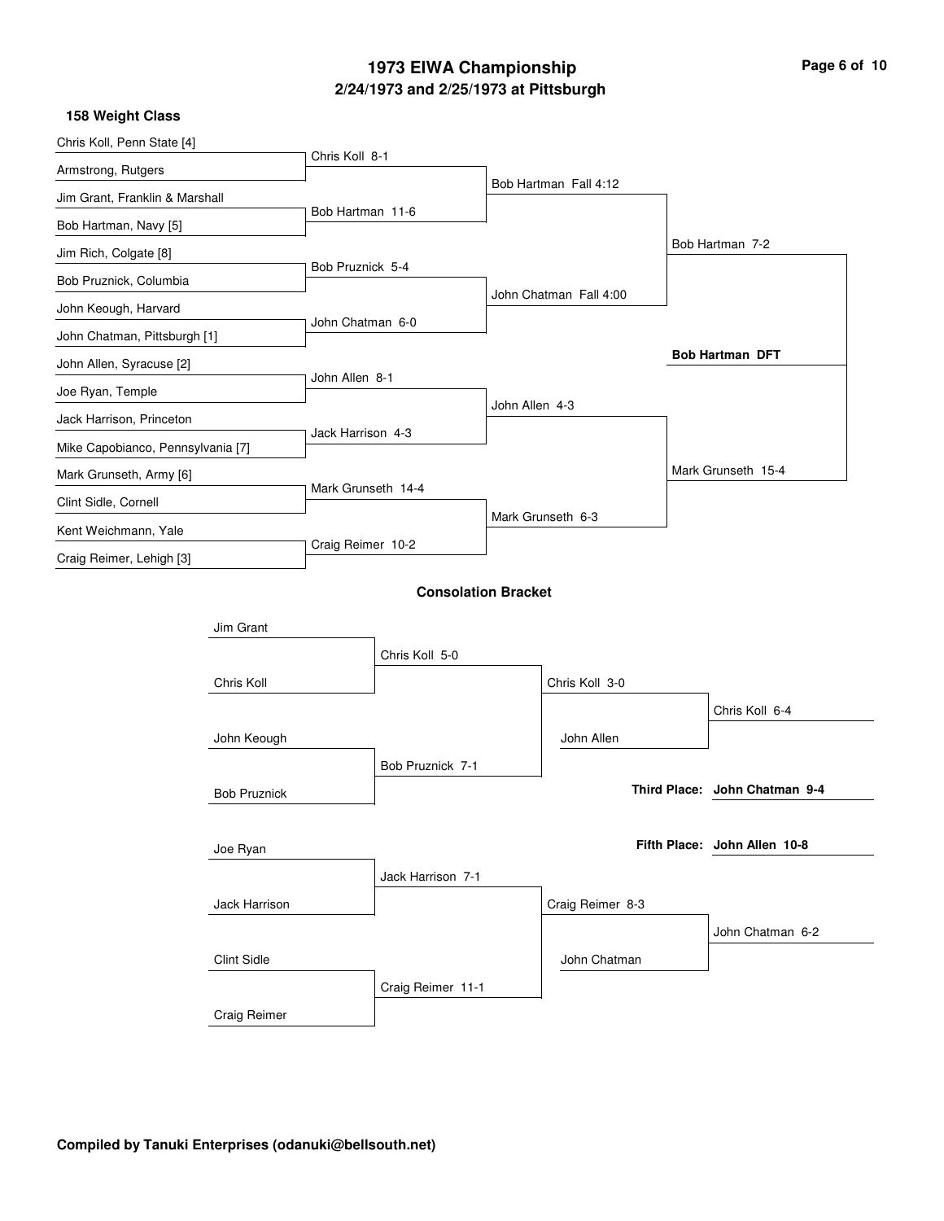# 1973 EIWA Championship

## 2/24/1973 and 2/25/1973 at Pittsburgh

### 158 Weight Class

**First Round**

- Chris Koll, Penn State [4] vs. Armstrong, Rutgers — Chris Koll 8-1
- Jim Grant, Franklin & Marshall vs. Bob Hartman, Navy [5] — Bob Hartman 11-6
- Jim Rich, Colgate [8] vs. Bob Pruznick, Columbia — Bob Pruznick 5-4
- John Keough, Harvard vs. John Chatman, Pittsburgh [1] — John Chatman 6-0
- John Allen, Syracuse [2] vs. Joe Ryan, Temple — John Allen 8-1
- Jack Harrison, Princeton vs. Mike Capobianco, Pennsylvania [7] — Jack Harrison 4-3
- Mark Grunseth, Army [6] vs. Clint Sidle, Cornell — Mark Grunseth 14-4
- Kent Weichmann, Yale vs. Craig Reimer, Lehigh [3] — Craig Reimer 10-2

**Quarterfinals**

- Bob Hartman Fall 4:12
- John Chatman Fall 4:00
- John Allen 4-3
- Mark Grunseth 6-3

**Semifinals**

- Bob Hartman 7-2
- Mark Grunseth 15-4

**Final**

- **Bob Hartman DFT**

### Consolation Bracket

- Jim Grant vs. Chris Koll — Chris Koll 5-0
- John Keough vs. Bob Pruznick — Bob Pruznick 7-1
- Chris Koll 3-0
- Chris Koll vs. John Allen — Chris Koll 6-4
- Joe Ryan vs. Jack Harrison — Jack Harrison 7-1
- Clint Sidle vs. Craig Reimer — Craig Reimer 11-1
- Craig Reimer 8-3
- Craig Reimer vs. John Chatman — John Chatman 6-2

**Third Place: John Chatman 9-4**

**Fifth Place: John Allen 10-8**

**Compiled by Tanuki Enterprises (odanuki@bellsouth.net)**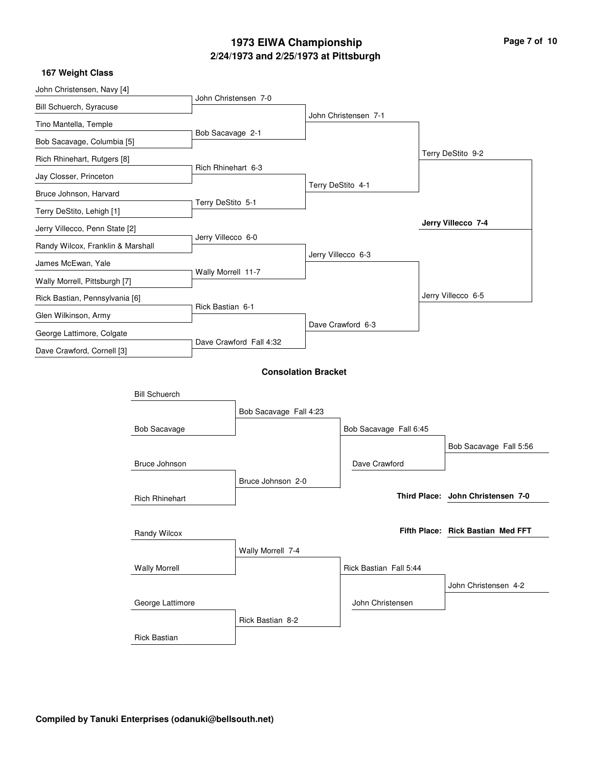# 1973 EIWA Championship

## 2/24/1973 and 2/25/1973 at Pittsburgh

### 167 Weight Class

**Championship Bracket**

| First Round | Quarterfinals | Semifinals | Finals |
| --- | --- | --- | --- |
| John Christensen, Navy [4] vs. Bill Schuerch, Syracuse | John Christensen 7-0 | | |
| Tino Mantella, Temple vs. Bob Sacavage, Columbia [5] | Bob Sacavage 2-1 | John Christensen 7-1 | |
| Rich Rhinehart, Rutgers [8] vs. Jay Closser, Princeton | Rich Rhinehart 6-3 | | |
| Bruce Johnson, Harvard vs. Terry DeStito, Lehigh [1] | Terry DeStito 5-1 | Terry DeStito 4-1 | Terry DeStito 9-2 |
| Jerry Villecco, Penn State [2] vs. Randy Wilcox, Franklin & Marshall | Jerry Villecco 6-0 | | |
| James McEwan, Yale vs. Wally Morrell, Pittsburgh [7] | Wally Morrell 11-7 | Jerry Villecco 6-3 | |
| Rick Bastian, Pennsylvania [6] vs. Glen Wilkinson, Army | Rick Bastian 6-1 | | |
| George Lattimore, Colgate vs. Dave Crawford, Cornell [3] | Dave Crawford Fall 4:32 | Dave Crawford 6-3 | Jerry Villecco 6-5 |

**Champion: Jerry Villecco 7-4**

### Consolation Bracket

| Round 1 | Round 2 | Round 3 |
| --- | --- | --- |
| Bill Schuerch vs. Bob Sacavage | Bob Sacavage Fall 4:23 | |
| Bruce Johnson vs. Rich Rhinehart | Bruce Johnson 2-0 | Bob Sacavage Fall 6:45 |
| | Bob Sacavage vs. Dave Crawford | Bob Sacavage Fall 5:56 |
| Randy Wilcox vs. Wally Morrell | Wally Morrell 7-4 | |
| George Lattimore vs. Rick Bastian | Rick Bastian 8-2 | Rick Bastian Fall 5:44 |
| | Rick Bastian vs. John Christensen | John Christensen 4-2 |

**Third Place: John Christensen 7-0**

**Fifth Place: Rick Bastian Med FFT**

**Compiled by Tanuki Enterprises (odanuki@bellsouth.net)**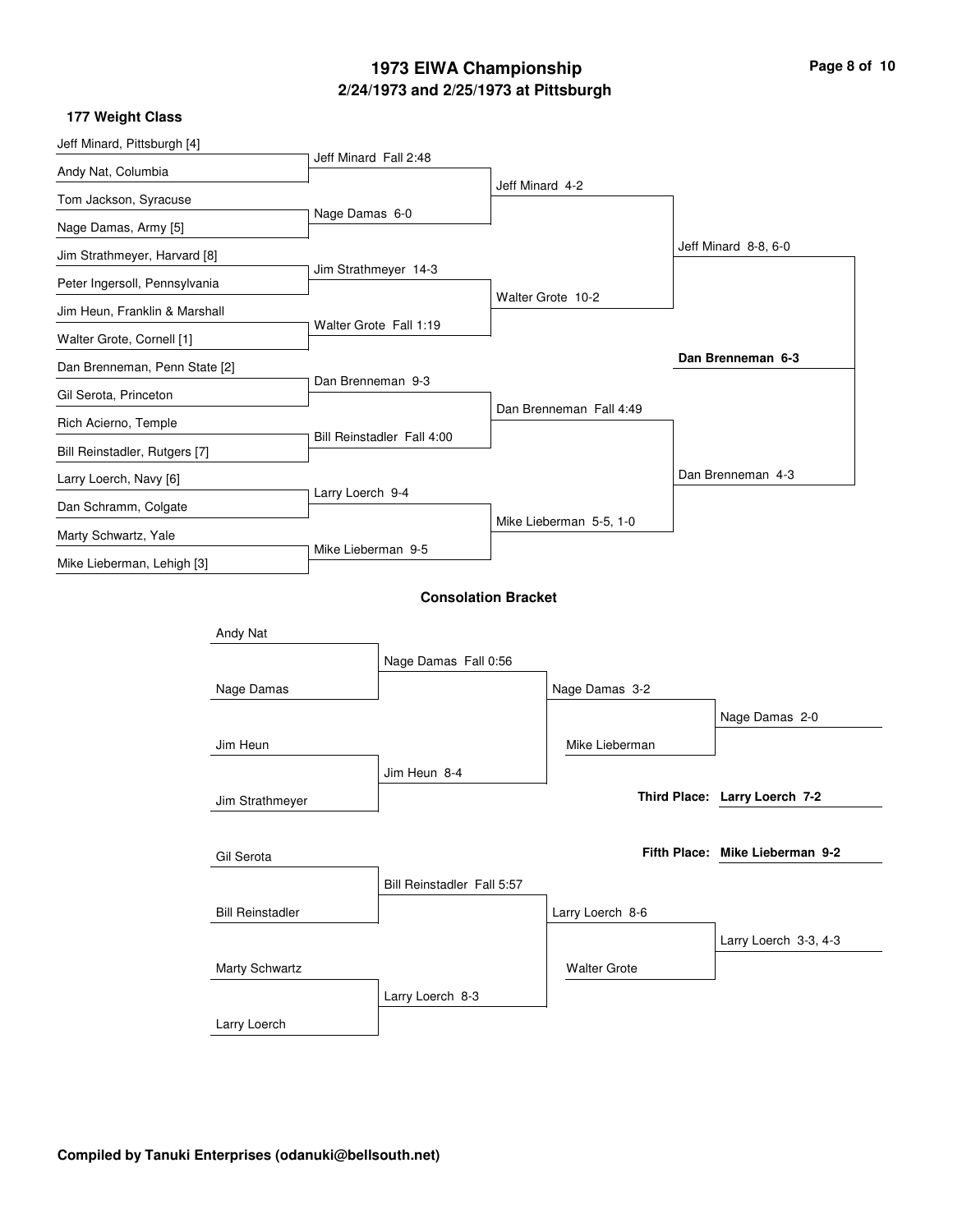# 1973 EIWA Championship

## 2/24/1973 and 2/25/1973 at Pittsburgh

### 177 Weight Class

**First Round**

- Jeff Minard, Pittsburgh [4] vs. Andy Nat, Columbia — Jeff Minard Fall 2:48
- Tom Jackson, Syracuse vs. Nage Damas, Army [5] — Nage Damas 6-0
- Jim Strathmeyer, Harvard [8] vs. Peter Ingersoll, Pennsylvania — Jim Strathmeyer 14-3
- Jim Heun, Franklin & Marshall vs. Walter Grote, Cornell [1] — Walter Grote Fall 1:19
- Dan Brenneman, Penn State [2] vs. Gil Serota, Princeton — Dan Brenneman 9-3
- Rich Acierno, Temple vs. Bill Reinstadler, Rutgers [7] — Bill Reinstadler Fall 4:00
- Larry Loerch, Navy [6] vs. Dan Schramm, Colgate — Larry Loerch 9-4
- Marty Schwartz, Yale vs. Mike Lieberman, Lehigh [3] — Mike Lieberman 9-5

**Quarterfinals**

- Jeff Minard 4-2
- Walter Grote 10-2
- Dan Brenneman Fall 4:49
- Mike Lieberman 5-5, 1-0

**Semifinals**

- Jeff Minard 8-8, 6-0
- Dan Brenneman 4-3

**Final**

- **Dan Brenneman 6-3**

### Consolation Bracket

- Andy Nat vs. Nage Damas — Nage Damas Fall 0:56
- Jim Heun vs. Jim Strathmeyer — Jim Heun 8-4
- Nage Damas 3-2
- Nage Damas vs. Mike Lieberman — Nage Damas 2-0
- Gil Serota vs. Bill Reinstadler — Bill Reinstadler Fall 5:57
- Marty Schwartz vs. Larry Loerch — Larry Loerch 8-3
- Larry Loerch 8-6
- Larry Loerch vs. Walter Grote — Larry Loerch 3-3, 4-3

**Third Place: Larry Loerch 7-2**

**Fifth Place: Mike Lieberman 9-2**

**Compiled by Tanuki Enterprises (odanuki@bellsouth.net)**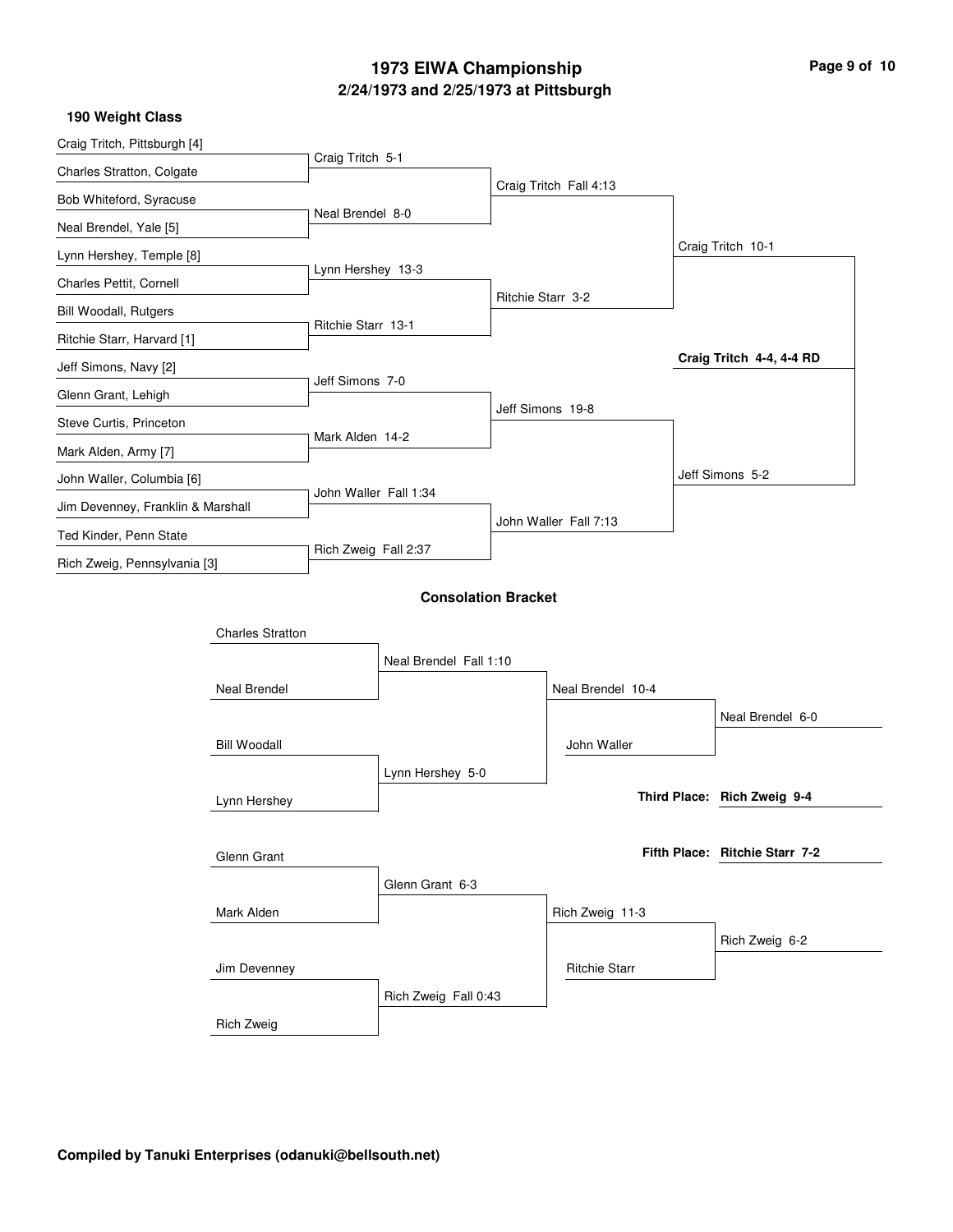# 1973 EIWA Championship

## 2/24/1973 and 2/25/1973 at Pittsburgh

### 190 Weight Class

**Championship Bracket**

| First Round | Quarterfinals | Semifinals | Finals | Champion |
| --- | --- | --- | --- | --- |
| Craig Tritch, Pittsburgh [4] | Craig Tritch 5-1 | Craig Tritch Fall 4:13 | Craig Tritch 10-1 | **Craig Tritch 4-4, 4-4 RD** |
| Charles Stratton, Colgate | | | | |
| Bob Whiteford, Syracuse | Neal Brendel 8-0 | | | |
| Neal Brendel, Yale [5] | | | | |
| Lynn Hershey, Temple [8] | Lynn Hershey 13-3 | Ritchie Starr 3-2 | | |
| Charles Pettit, Cornell | | | | |
| Bill Woodall, Rutgers | Ritchie Starr 13-1 | | | |
| Ritchie Starr, Harvard [1] | | | | |
| Jeff Simons, Navy [2] | Jeff Simons 7-0 | Jeff Simons 19-8 | Jeff Simons 5-2 | |
| Glenn Grant, Lehigh | | | | |
| Steve Curtis, Princeton | Mark Alden 14-2 | | | |
| Mark Alden, Army [7] | | | | |
| John Waller, Columbia [6] | John Waller Fall 1:34 | John Waller Fall 7:13 | | |
| Jim Devenney, Franklin & Marshall | | | | |
| Ted Kinder, Penn State | Rich Zweig Fall 2:37 | | | |
| Rich Zweig, Pennsylvania [3] | | | | |

### Consolation Bracket

| Round 1 | Round 2 | Round 3 | Result |
| --- | --- | --- | --- |
| Charles Stratton | Neal Brendel Fall 1:10 | Neal Brendel 10-4 | Neal Brendel 6-0 |
| Neal Brendel | | | |
| Bill Woodall | Lynn Hershey 5-0 | | |
| Lynn Hershey | | | |
| | John Waller | | |
| Glenn Grant | Glenn Grant 6-3 | Rich Zweig 11-3 | Rich Zweig 6-2 |
| Mark Alden | | | |
| Jim Devenney | Rich Zweig Fall 0:43 | | |
| Rich Zweig | | | |
| | Ritchie Starr | | |

**Third Place: Rich Zweig 9-4**

**Fifth Place: Ritchie Starr 7-2**

**Compiled by Tanuki Enterprises (odanuki@bellsouth.net)**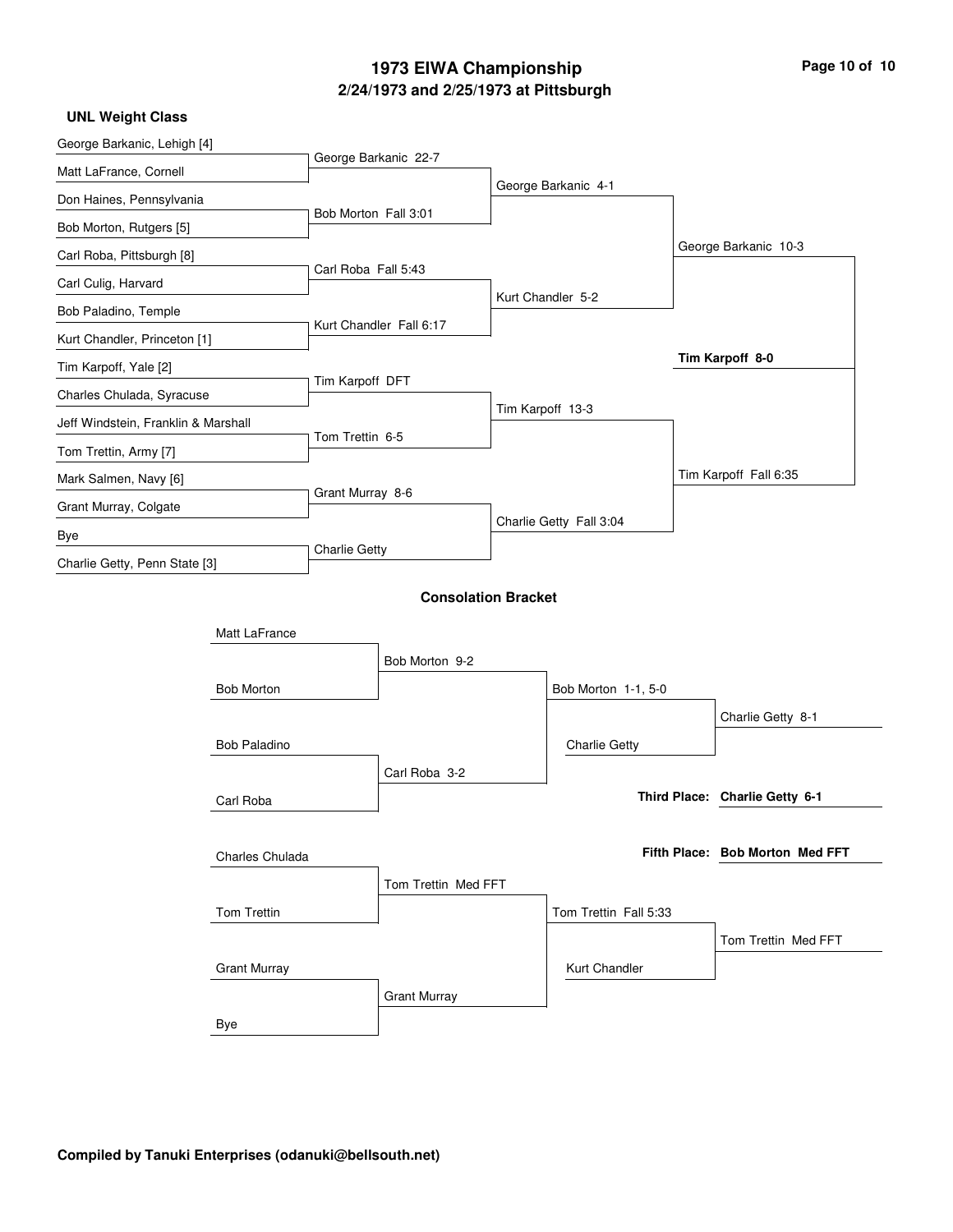# 1973 EIWA Championship

## 2/24/1973 and 2/25/1973 at Pittsburgh

### UNL Weight Class

**First Round**

- George Barkanic, Lehigh [4]
- Matt LaFrance, Cornell
- Don Haines, Pennsylvania
- Bob Morton, Rutgers [5]
- Carl Roba, Pittsburgh [8]
- Carl Culig, Harvard
- Bob Paladino, Temple
- Kurt Chandler, Princeton [1]
- Tim Karpoff, Yale [2]
- Charles Chulada, Syracuse
- Jeff Windstein, Franklin & Marshall
- Tom Trettin, Army [7]
- Mark Salmen, Navy [6]
- Grant Murray, Colgate
- Bye
- Charlie Getty, Penn State [3]

**Quarterfinals**

- George Barkanic 22-7
- Bob Morton Fall 3:01
- Carl Roba Fall 5:43
- Kurt Chandler Fall 6:17
- Tim Karpoff DFT
- Tom Trettin 6-5
- Grant Murray 8-6
- Charlie Getty

**Semifinals**

- George Barkanic 4-1
- Kurt Chandler 5-2
- Tim Karpoff 13-3
- Charlie Getty Fall 3:04

**Finals**

- George Barkanic 10-3
- Tim Karpoff Fall 6:35

**Champion:** **Tim Karpoff 8-0**

### Consolation Bracket

**Upper Bracket**

- Matt LaFrance
- Bob Morton
- Bob Paladino
- Carl Roba

Round 1:

- Bob Morton 9-2
- Carl Roba 3-2

Round 2:

- Bob Morton 1-1, 5-0
- Charlie Getty

Round 3:

- Charlie Getty 8-1

**Lower Bracket**

- Charles Chulada
- Tom Trettin
- Grant Murray
- Bye

Round 1:

- Tom Trettin Med FFT
- Grant Murray

Round 2:

- Tom Trettin Fall 5:33
- Kurt Chandler

Round 3:

- Tom Trettin Med FFT

**Third Place: Charlie Getty 6-1**

**Fifth Place: Bob Morton Med FFT**

**Compiled by Tanuki Enterprises (odanuki@bellsouth.net)**